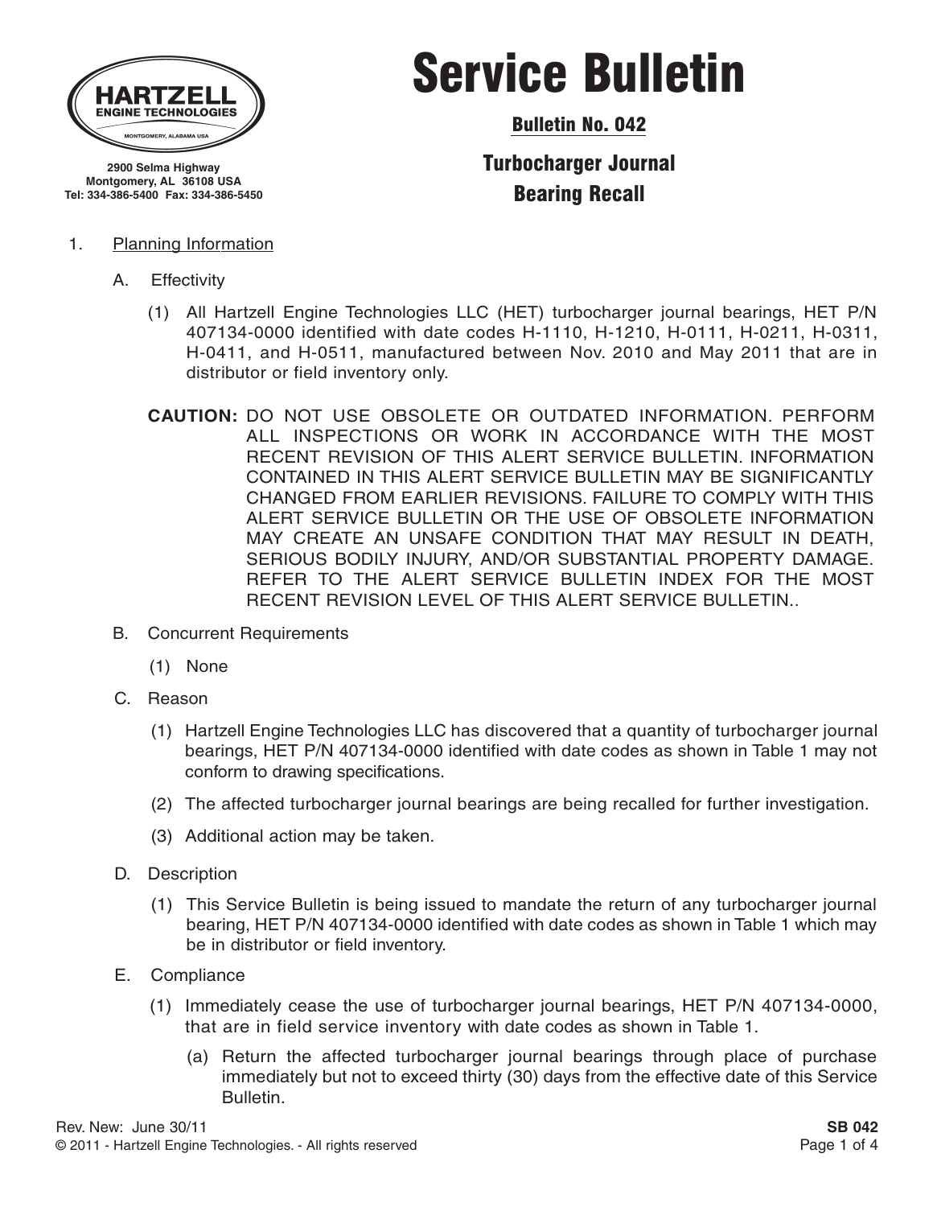HARTZELL
ENGINE TECHNOLOGIES
MONTGOMERY, ALABAMA USA

2900 Selma Highway
Montgomery, AL 36108 USA
Tel: 334-386-5400 Fax: 334-386-5450

# Service Bulletin

## Bulletin No. 042

## Turbocharger Journal Bearing Recall

1. Planning Information

   A. Effectivity

      (1) All Hartzell Engine Technologies LLC (HET) turbocharger journal bearings, HET P/N 407134-0000 identified with date codes H-1110, H-1210, H-0111, H-0211, H-0311, H-0411, and H-0511, manufactured between Nov. 2010 and May 2011 that are in distributor or field inventory only.

   **CAUTION:** DO NOT USE OBSOLETE OR OUTDATED INFORMATION. PERFORM ALL INSPECTIONS OR WORK IN ACCORDANCE WITH THE MOST RECENT REVISION OF THIS ALERT SERVICE BULLETIN. INFORMATION CONTAINED IN THIS ALERT SERVICE BULLETIN MAY BE SIGNIFICANTLY CHANGED FROM EARLIER REVISIONS. FAILURE TO COMPLY WITH THIS ALERT SERVICE BULLETIN OR THE USE OF OBSOLETE INFORMATION MAY CREATE AN UNSAFE CONDITION THAT MAY RESULT IN DEATH, SERIOUS BODILY INJURY, AND/OR SUBSTANTIAL PROPERTY DAMAGE. REFER TO THE ALERT SERVICE BULLETIN INDEX FOR THE MOST RECENT REVISION LEVEL OF THIS ALERT SERVICE BULLETIN..

   B. Concurrent Requirements

      (1) None

   C. Reason

      (1) Hartzell Engine Technologies LLC has discovered that a quantity of turbocharger journal bearings, HET P/N 407134-0000 identified with date codes as shown in Table 1 may not conform to drawing specifications.

      (2) The affected turbocharger journal bearings are being recalled for further investigation.

      (3) Additional action may be taken.

   D. Description

      (1) This Service Bulletin is being issued to mandate the return of any turbocharger journal bearing, HET P/N 407134-0000 identified with date codes as shown in Table 1 which may be in distributor or field inventory.

   E. Compliance

      (1) Immediately cease the use of turbocharger journal bearings, HET P/N 407134-0000, that are in field service inventory with date codes as shown in Table 1.

         (a) Return the affected turbocharger journal bearings through place of purchase immediately but not to exceed thirty (30) days from the effective date of this Service Bulletin.

Rev. New: June 30/11
© 2011 - Hartzell Engine Technologies. - All rights reserved
SB 042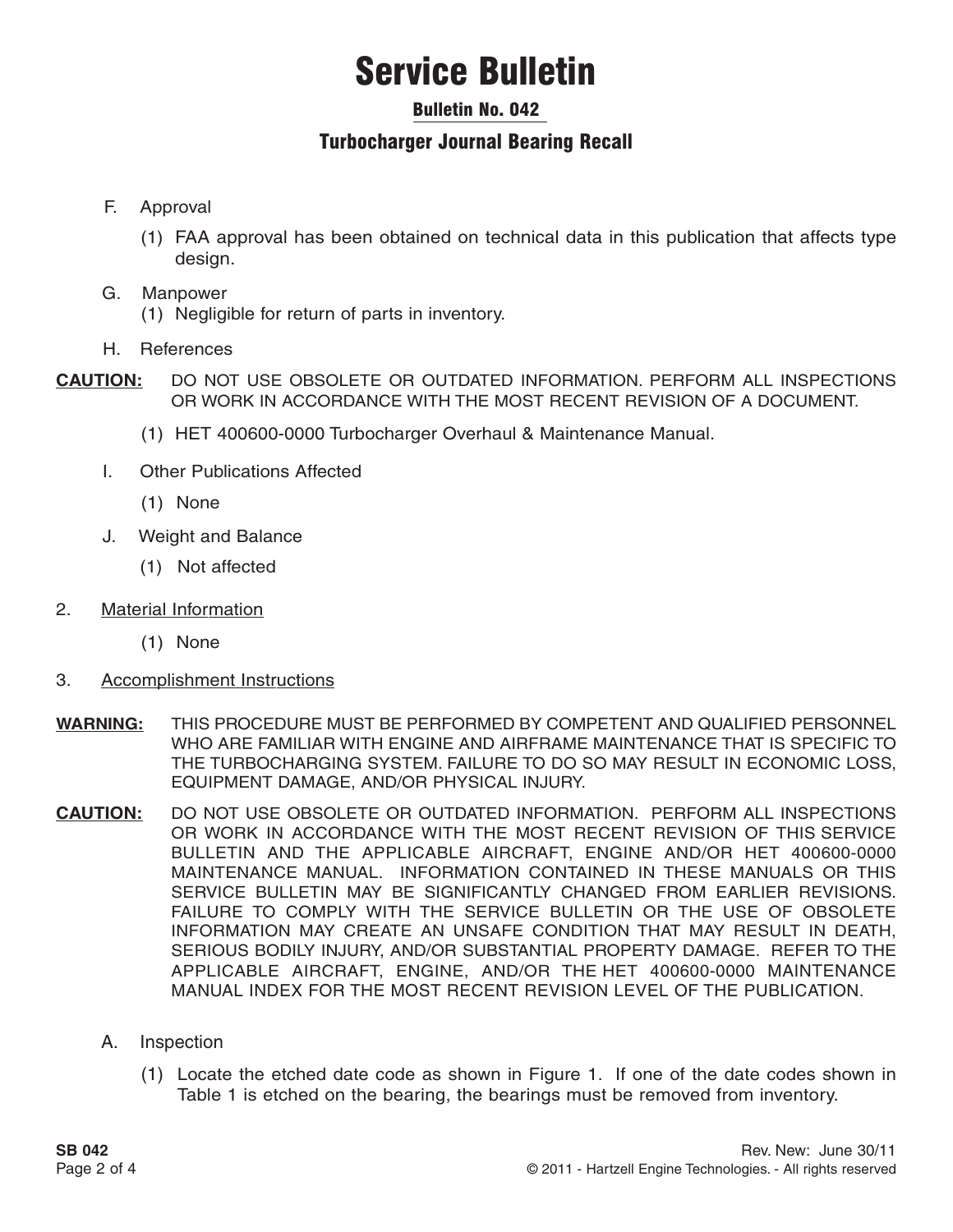# Service Bulletin

## Bulletin No. 042

## Turbocharger Journal Bearing Recall

F. Approval

(1) FAA approval has been obtained on technical data in this publication that affects type design.

G. Manpower

(1) Negligible for return of parts in inventory.

H. References

**CAUTION:** DO NOT USE OBSOLETE OR OUTDATED INFORMATION. PERFORM ALL INSPECTIONS OR WORK IN ACCORDANCE WITH THE MOST RECENT REVISION OF A DOCUMENT.

(1) HET 400600-0000 Turbocharger Overhaul & Maintenance Manual.

I. Other Publications Affected

(1) None

J. Weight and Balance

(1) Not affected

2. Material Information

(1) None

3. Accomplishment Instructions

**WARNING:** THIS PROCEDURE MUST BE PERFORMED BY COMPETENT AND QUALIFIED PERSONNEL WHO ARE FAMILIAR WITH ENGINE AND AIRFRAME MAINTENANCE THAT IS SPECIFIC TO THE TURBOCHARGING SYSTEM. FAILURE TO DO SO MAY RESULT IN ECONOMIC LOSS, EQUIPMENT DAMAGE, AND/OR PHYSICAL INJURY.

**CAUTION:** DO NOT USE OBSOLETE OR OUTDATED INFORMATION. PERFORM ALL INSPECTIONS OR WORK IN ACCORDANCE WITH THE MOST RECENT REVISION OF THIS SERVICE BULLETIN AND THE APPLICABLE AIRCRAFT, ENGINE AND/OR HET 400600-0000 MAINTENANCE MANUAL. INFORMATION CONTAINED IN THESE MANUALS OR THIS SERVICE BULLETIN MAY BE SIGNIFICANTLY CHANGED FROM EARLIER REVISIONS. FAILURE TO COMPLY WITH THE SERVICE BULLETIN OR THE USE OF OBSOLETE INFORMATION MAY CREATE AN UNSAFE CONDITION THAT MAY RESULT IN DEATH, SERIOUS BODILY INJURY, AND/OR SUBSTANTIAL PROPERTY DAMAGE. REFER TO THE APPLICABLE AIRCRAFT, ENGINE, AND/OR THE HET 400600-0000 MAINTENANCE MANUAL INDEX FOR THE MOST RECENT REVISION LEVEL OF THE PUBLICATION.

A. Inspection

(1) Locate the etched date code as shown in Figure 1. If one of the date codes shown in Table 1 is etched on the bearing, the bearings must be removed from inventory.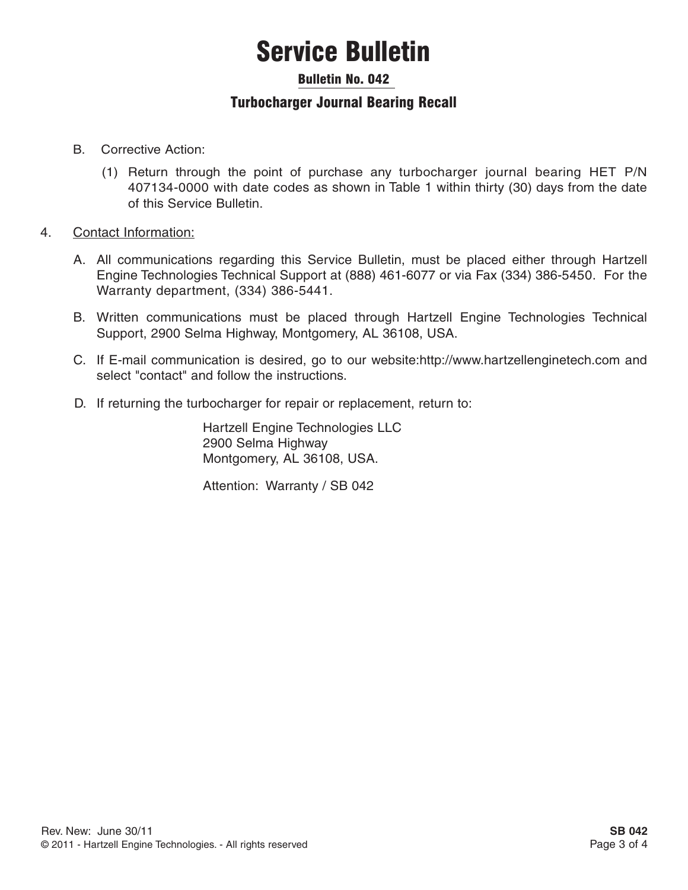# Service Bulletin

## Bulletin No. 042

### Turbocharger Journal Bearing Recall

B. Corrective Action:

(1) Return through the point of purchase any turbocharger journal bearing HET P/N 407134-0000 with date codes as shown in Table 1 within thirty (30) days from the date of this Service Bulletin.

4. Contact Information:

A. All communications regarding this Service Bulletin, must be placed either through Hartzell Engine Technologies Technical Support at (888) 461-6077 or via Fax (334) 386-5450. For the Warranty department, (334) 386-5441.

B. Written communications must be placed through Hartzell Engine Technologies Technical Support, 2900 Selma Highway, Montgomery, AL 36108, USA.

C. If E-mail communication is desired, go to our website:http://www.hartzellenginetech.com and select "contact" and follow the instructions.

D. If returning the turbocharger for repair or replacement, return to:

Hartzell Engine Technologies LLC
2900 Selma Highway
Montgomery, AL 36108, USA.

Attention: Warranty / SB 042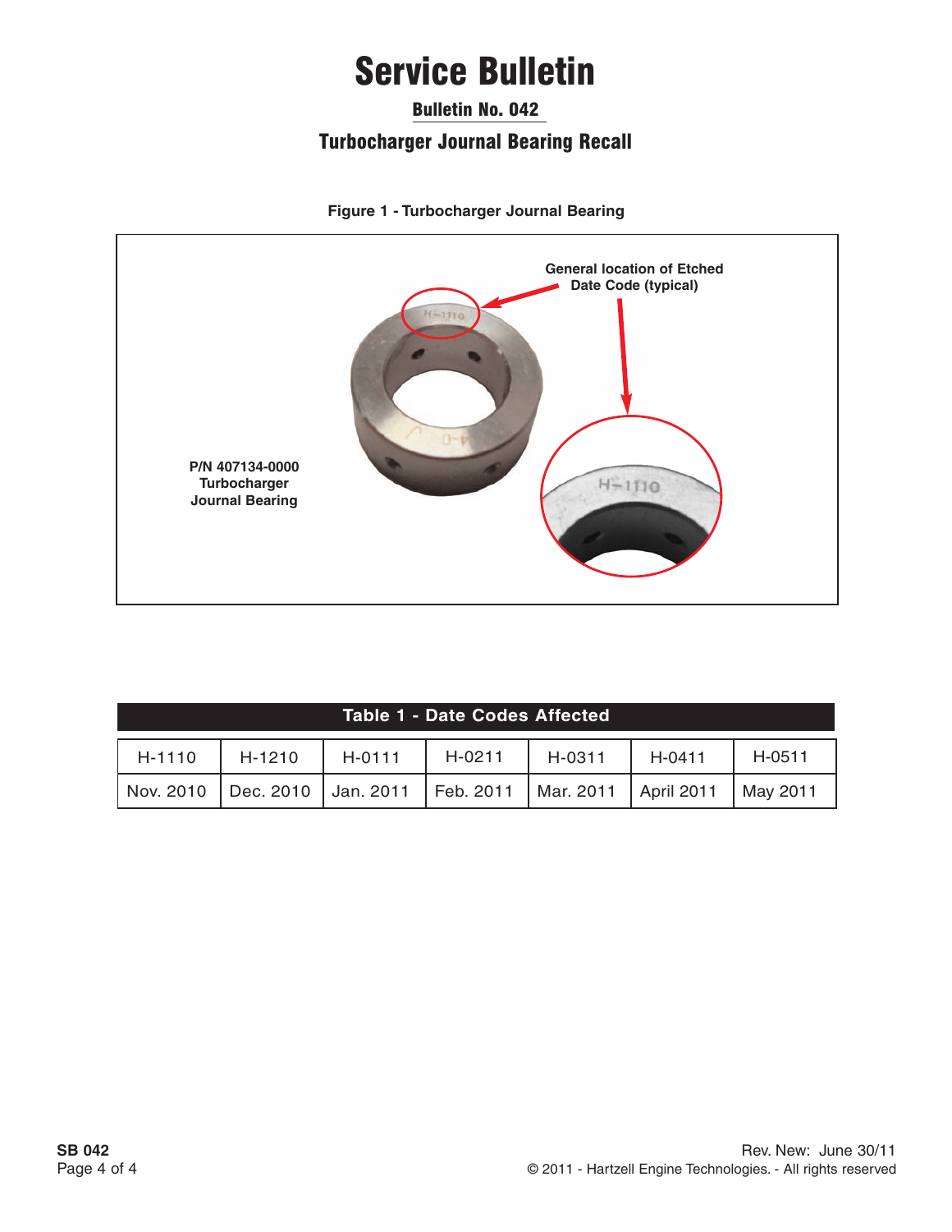# Service Bulletin

## Bulletin No. 042

## Turbocharger Journal Bearing Recall

**Figure 1 - Turbocharger Journal Bearing**

General location of Etched Date Code (typical)

P/N 407134-0000 Turbocharger Journal Bearing

H-1110

**Table 1 - Date Codes Affected**

| | | | | | | |
|---|---|---|---|---|---|---|
| H-1110 | H-1210 | H-0111 | H-0211 | H-0311 | H-0411 | H-0511 |
| Nov. 2010 | Dec. 2010 | Jan. 2011 | Feb. 2011 | Mar. 2011 | April 2011 | May 2011 |

**SB 042**

Rev. New: June 30/11

© 2011 - Hartzell Engine Technologies. - All rights reserved